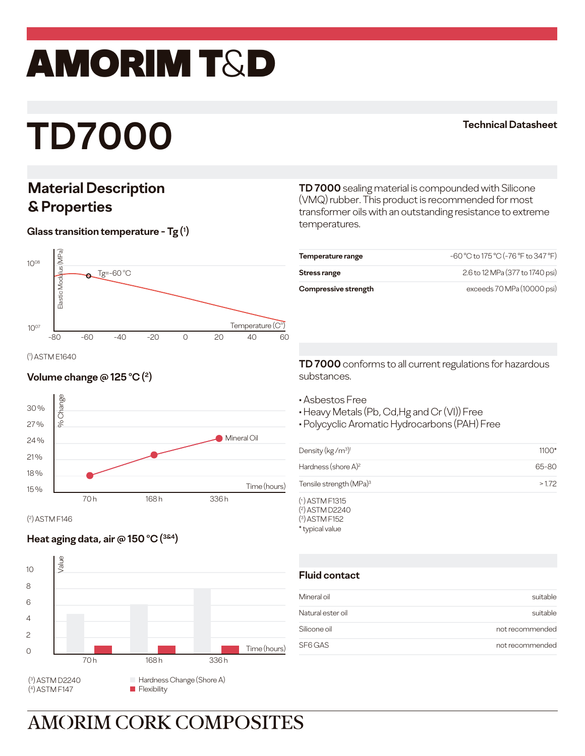# AMORIM T&D

# TD7000

**Technical Datasheet**

## Material Description & Properties

**TD 7000** sealing material is compounded with Silicone (VMQ) rubber. This product is recommended for most transformer oils with an outstanding resistance to extreme temperatures.

| | |
|---|---|
| **Temperature range** | -60 °C to 175 °C (-76 °F to 347 °F) |
| **Stress range** | 2.6 to 12 MPa (377 to 1740 psi) |
| **Compressive strength** | exceeds 70 MPa (10000 psi) |

### Glass transition temperature - Tg (1)

Elastic Modulus (MPa): $10^{08}$, $10^{07}$

Tg=-60 °C

Temperature (C°): -80, -60, -40, -20, 0, 20, 40, 60

(1) ASTM E1640

### Volume change @ 125 °C (2)

% Change: 30 %, 27 %, 24 %, 21 %, 18 %, 15 %

Mineral Oil

Time (hours): 70 h, 168 h, 336 h

(2) ASTM F146

### Heat aging data, air @ 150 °C (3&4)

Value: 10, 8, 6, 4, 2, 0

Time (hours): 70 h, 168 h, 336 h

(3) ASTM D2240
(4) ASTM F147

- Hardness Change (Shore A)
- Flexibility

**TD 7000** conforms to all current regulations for hazardous substances.

- Asbestos Free
- Heavy Metals (Pb, Cd, Hg and Cr (VI)) Free
- Polycyclic Aromatic Hydrocarbons (PAH) Free

| | |
|---|---|
| Density (kg/m³)[1] | 1100* |
| Hardness (shore A)[2] | 65-80 |
| Tensile strength (MPa)[3] | > 1.72 |

(1) ASTM F1315
(2) ASTM D2240
(3) ASTM F152
\* typical value

### Fluid contact

| | |
|---|---|
| Mineral oil | suitable |
| Natural ester oil | suitable |
| Silicone oil | not recommended |
| SF6 GAS | not recommended |

AMORIM CORK COMPOSITES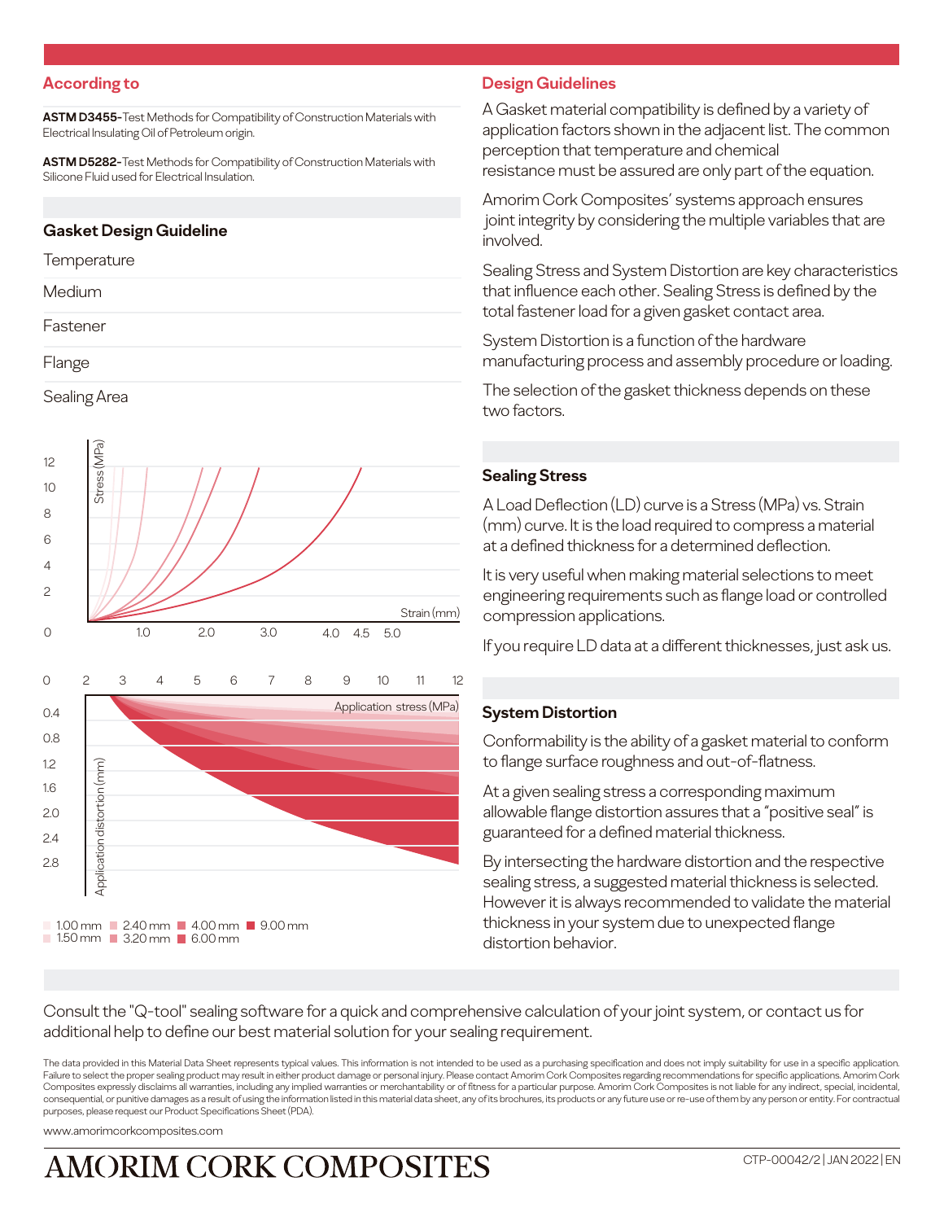## According to

**ASTM D3455-**Test Methods for Compatibility of Construction Materials with Electrical Insulating Oil of Petroleum origin.

**ASTM D5282-**Test Methods for Compatibility of Construction Materials with Silicone Fluid used for Electrical Insulation.

### Gasket Design Guideline

Temperature

Medium

Fastener

Flange

Sealing Area

Stress (MPa)
12
10
8
6
4
2
0
1.0
2.0
3.0
4.0
4.5
5.0
Strain (mm)

0
2
3
4
5
6
7
8
9
10
11
12
Application stress (MPa)
0.4
0.8
1.2
1.6
2.0
2.4
2.8
Application distortion (mm)

1.00 mm 2.40 mm 4.00 mm 9.00 mm
1.50 mm 3.20 mm 6.00 mm

## Design Guidelines

A Gasket material compatibility is defined by a variety of application factors shown in the adjacent list. The common perception that temperature and chemical resistance must be assured are only part of the equation.

Amorim Cork Composites' systems approach ensures joint integrity by considering the multiple variables that are involved.

Sealing Stress and System Distortion are key characteristics that influence each other. Sealing Stress is defined by the total fastener load for a given gasket contact area.

System Distortion is a function of the hardware manufacturing process and assembly procedure or loading.

The selection of the gasket thickness depends on these two factors.

### Sealing Stress

A Load Deflection (LD) curve is a Stress (MPa) vs. Strain (mm) curve. It is the load required to compress a material at a defined thickness for a determined deflection.

It is very useful when making material selections to meet engineering requirements such as flange load or controlled compression applications.

If you require LD data at a different thicknesses, just ask us.

### System Distortion

Conformability is the ability of a gasket material to conform to flange surface roughness and out-of-flatness.

At a given sealing stress a corresponding maximum allowable flange distortion assures that a "positive seal" is guaranteed for a defined material thickness.

By intersecting the hardware distortion and the respective sealing stress, a suggested material thickness is selected. However it is always recommended to validate the material thickness in your system due to unexpected flange distortion behavior.

Consult the "Q-tool" sealing software for a quick and comprehensive calculation of your joint system, or contact us for additional help to define our best material solution for your sealing requirement.

The data provided in this Material Data Sheet represents typical values. This information is not intended to be used as a purchasing specification and does not imply suitability for use in a specific application. Failure to select the proper sealing product may result in either product damage or personal injury. Please contact Amorim Cork Composites regarding recommendations for specific applications. Amorim Cork Composites expressly disclaims all warranties, including any implied warranties or merchantability or of fitness for a particular purpose. Amorim Cork Composites is not liable for any indirect, special, incidental, consequential, or punitive damages as a result of using the information listed in this material data sheet, any of its brochures, its products or any future use or re-use of them by any person or entity. For contractual purposes, please request our Product Specifications Sheet (PDA).

www.amorimcorkcomposites.com

AMORIM CORK COMPOSITES

CTP-00042/2 | JAN 2022 | EN